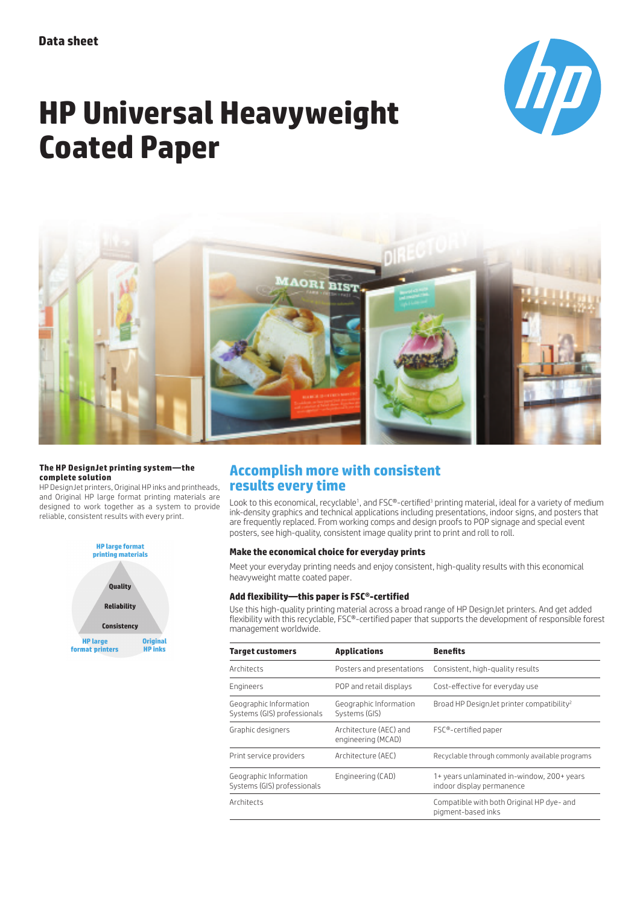Data sheet

# HP Universal Heavyweight Coated Paper

**The HP DesignJet printing system—the complete solution**

HP DesignJet printers, Original HP inks and printheads, and Original HP large format printing materials are designed to work together as a system to provide reliable, consistent results with every print.

HP large format printing materials

Quality

Reliability

Consistency

HP large format printers

Original HP inks

## Accomplish more with consistent results every time

Look to this economical, recyclable[1], and FSC®-certified[3] printing material, ideal for a variety of medium ink-density graphics and technical applications including presentations, indoor signs, and posters that are frequently replaced. From working comps and design proofs to POP signage and special event posters, see high-quality, consistent image quality print to print and roll to roll.

### Make the economical choice for everyday prints

Meet your everyday printing needs and enjoy consistent, high-quality results with this economical heavyweight matte coated paper.

### Add flexibility—this paper is FSC®-certified

Use this high-quality printing material across a broad range of HP DesignJet printers. And get added flexibility with this recyclable, FSC®-certified paper that supports the development of responsible forest management worldwide.

| Target customers | Applications | Benefits |
|---|---|---|
| Architects | Posters and presentations | Consistent, high-quality results |
| Engineers | POP and retail displays | Cost-effective for everyday use |
| Geographic Information Systems (GIS) professionals | Geographic Information Systems (GIS) | Broad HP DesignJet printer compatibility[2] |
| Graphic designers | Architecture (AEC) and engineering (MCAD) | FSC®-certified paper |
| Print service providers | Architecture (AEC) | Recyclable through commonly available programs |
| Geographic Information Systems (GIS) professionals | Engineering (CAD) | 1+ years unlaminated in-window, 200+ years indoor display permanence |
| Architects | | Compatible with both Original HP dye- and pigment-based inks |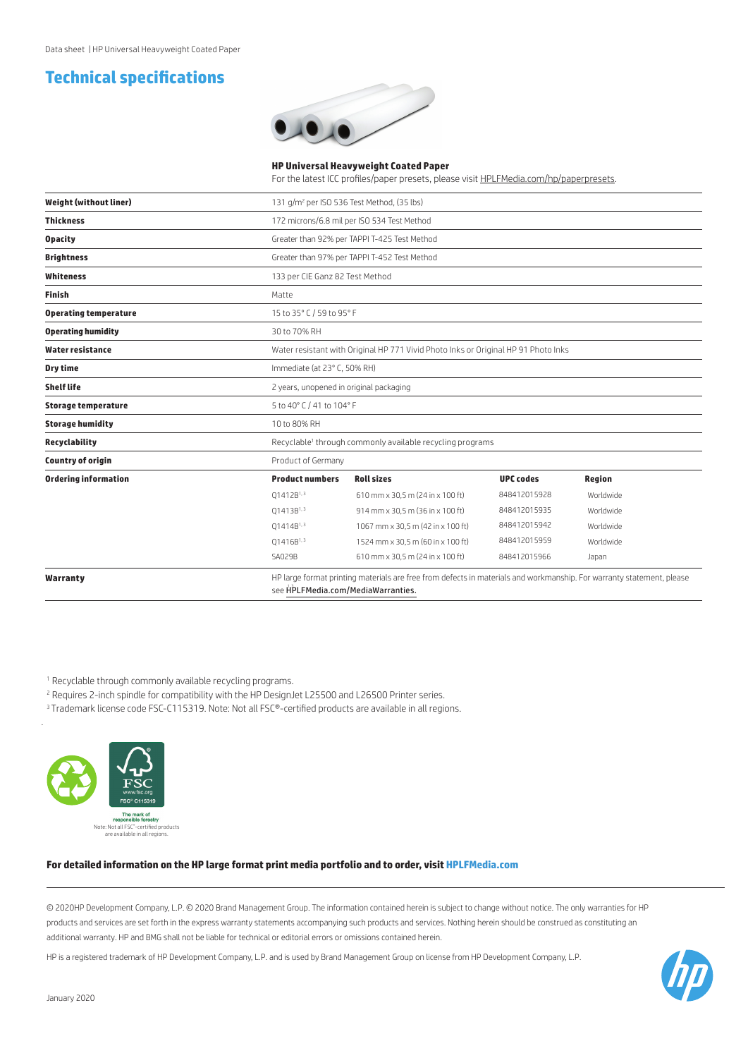## Technical specifications

**HP Universal Heavyweight Coated Paper**

For the latest ICC profiles/paper presets, please visit HPLFMedia.com/hp/paperpresets.

| | | | | |
|---|---|---|---|---|
| **Weight (without liner)** | 131 g/m² per ISO 536 Test Method, (35 lbs) | | | |
| **Thickness** | 172 microns/6.8 mil per ISO 534 Test Method | | | |
| **Opacity** | Greater than 92% per TAPPI T-425 Test Method | | | |
| **Brightness** | Greater than 97% per TAPPI T-452 Test Method | | | |
| **Whiteness** | 133 per CIE Ganz 82 Test Method | | | |
| **Finish** | Matte | | | |
| **Operating temperature** | 15 to 35° C / 59 to 95° F | | | |
| **Operating humidity** | 30 to 70% RH | | | |
| **Water resistance** | Water resistant with Original HP 771 Vivid Photo Inks or Original HP 91 Photo Inks | | | |
| **Dry time** | Immediate (at 23° C, 50% RH) | | | |
| **Shelf life** | 2 years, unopened in original packaging | | | |
| **Storage temperature** | 5 to 40° C / 41 to 104° F | | | |
| **Storage humidity** | 10 to 80% RH | | | |
| **Recyclability** | Recyclable[1] through commonly available recycling programs | | | |
| **Country of origin** | Product of Germany | | | |
| **Ordering information** | **Product numbers** | **Roll sizes** | **UPC codes** | **Region** |
| | Q1412B[1,3] | 610 mm x 30,5 m (24 in x 100 ft) | 848412015928 | Worldwide |
| | Q1413B[1,3] | 914 mm x 30,5 m (36 in x 100 ft) | 848412015935 | Worldwide |
| | Q1414B[1,3] | 1067 mm x 30,5 m (42 in x 100 ft) | 848412015942 | Worldwide |
| | Q1416B[1,3] | 1524 mm x 30,5 m (60 in x 100 ft) | 848412015959 | Worldwide |
| | SA029B | 610 mm x 30,5 m (24 in x 100 ft) | 848412015966 | Japan |
| **Warranty** | HP large format printing materials are free from defects in materials and workmanship. For warranty statement, please see HPLFMedia.com/MediaWarranties. | | | |

[1] Recyclable through commonly available recycling programs.

[2] Requires 2-inch spindle for compatibility with the HP DesignJet L25500 and L26500 Printer series.

[3] Trademark license code FSC-C115319. Note: Not all FSC®-certified products are available in all regions.

FSC® C115319
The mark of responsible forestry
Note: Not all FSC®-certified products are available in all regions.

**For detailed information on the HP large format print media portfolio and to order, visit HPLFMedia.com**

© 2020HP Development Company, L.P. © 2020 Brand Management Group. The information contained herein is subject to change without notice. The only warranties for HP products and services are set forth in the express warranty statements accompanying such products and services. Nothing herein should be construed as constituting an additional warranty. HP and BMG shall not be liable for technical or editorial errors or omissions contained herein.

HP is a registered trademark of HP Development Company, L.P. and is used by Brand Management Group on license from HP Development Company, L.P.

January 2020